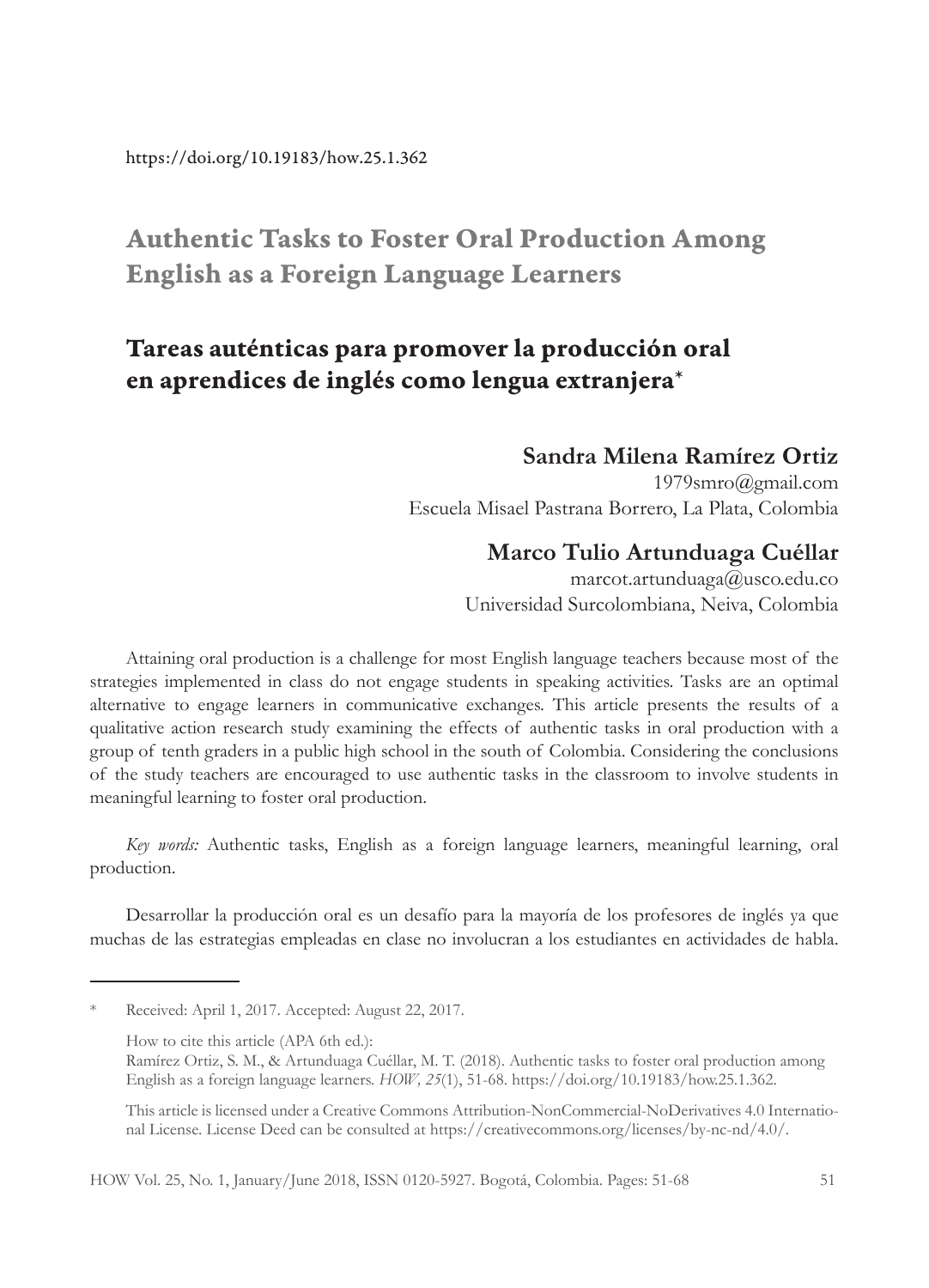https://doi.org/10.19183/how.25.1.362

# Authentic Tasks to Foster Oral Production Among English as a Foreign Language Learners

## Tareas auténticas para promover la producción oral en aprendices de inglés como lengua extranjera*

**Sandra Milena Ramírez Ortiz**
1979smro@gmail.com
Escuela Misael Pastrana Borrero, La Plata, Colombia

**Marco Tulio Artunduaga Cuéllar**
marcot.artunduaga@usco.edu.co
Universidad Surcolombiana, Neiva, Colombia

Attaining oral production is a challenge for most English language teachers because most of the strategies implemented in class do not engage students in speaking activities. Tasks are an optimal alternative to engage learners in communicative exchanges. This article presents the results of a qualitative action research study examining the effects of authentic tasks in oral production with a group of tenth graders in a public high school in the south of Colombia. Considering the conclusions of the study teachers are encouraged to use authentic tasks in the classroom to involve students in meaningful learning to foster oral production.

*Key words:* Authentic tasks, English as a foreign language learners, meaningful learning, oral production.

Desarrollar la producción oral es un desafío para la mayoría de los profesores de inglés ya que muchas de las estrategias empleadas en clase no involucran a los estudiantes en actividades de habla.

---

\* Received: April 1, 2017. Accepted: August 22, 2017.

How to cite this article (APA 6th ed.):
Ramírez Ortiz, S. M., & Artunduaga Cuéllar, M. T. (2018). Authentic tasks to foster oral production among English as a foreign language learners. *HOW, 25*(1), 51-68. https://doi.org/10.19183/how.25.1.362.

This article is licensed under a Creative Commons Attribution-NonCommercial-NoDerivatives 4.0 International License. License Deed can be consulted at https://creativecommons.org/licenses/by-nc-nd/4.0/.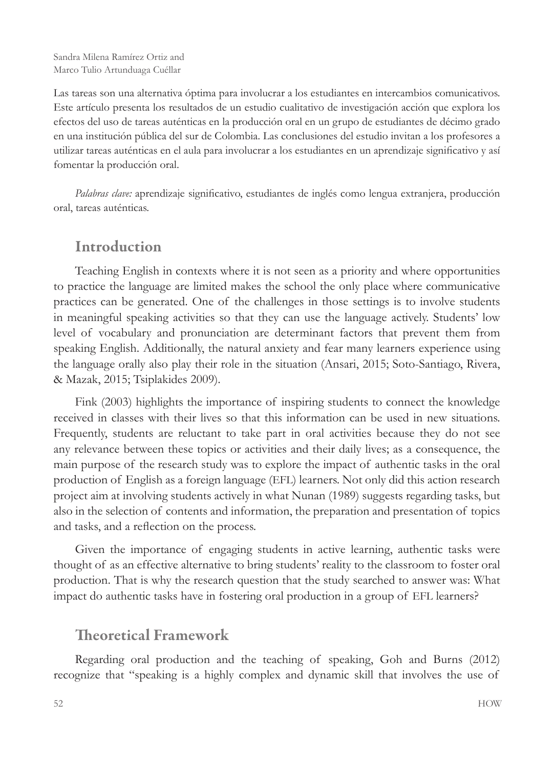Las tareas son una alternativa óptima para involucrar a los estudiantes en intercambios comunicativos. Este artículo presenta los resultados de un estudio cualitativo de investigación acción que explora los efectos del uso de tareas auténticas en la producción oral en un grupo de estudiantes de décimo grado en una institución pública del sur de Colombia. Las conclusiones del estudio invitan a los profesores a utilizar tareas auténticas en el aula para involucrar a los estudiantes en un aprendizaje significativo y así fomentar la producción oral.

*Palabras clave:* aprendizaje significativo, estudiantes de inglés como lengua extranjera, producción oral, tareas auténticas.

## Introduction

Teaching English in contexts where it is not seen as a priority and where opportunities to practice the language are limited makes the school the only place where communicative practices can be generated. One of the challenges in those settings is to involve students in meaningful speaking activities so that they can use the language actively. Students' low level of vocabulary and pronunciation are determinant factors that prevent them from speaking English. Additionally, the natural anxiety and fear many learners experience using the language orally also play their role in the situation (Ansari, 2015; Soto-Santiago, Rivera, & Mazak, 2015; Tsiplakides 2009).

Fink (2003) highlights the importance of inspiring students to connect the knowledge received in classes with their lives so that this information can be used in new situations. Frequently, students are reluctant to take part in oral activities because they do not see any relevance between these topics or activities and their daily lives; as a consequence, the main purpose of the research study was to explore the impact of authentic tasks in the oral production of English as a foreign language (EFL) learners. Not only did this action research project aim at involving students actively in what Nunan (1989) suggests regarding tasks, but also in the selection of contents and information, the preparation and presentation of topics and tasks, and a reflection on the process.

Given the importance of engaging students in active learning, authentic tasks were thought of as an effective alternative to bring students' reality to the classroom to foster oral production. That is why the research question that the study searched to answer was: What impact do authentic tasks have in fostering oral production in a group of EFL learners?

## Theoretical Framework

Regarding oral production and the teaching of speaking, Goh and Burns (2012) recognize that "speaking is a highly complex and dynamic skill that involves the use of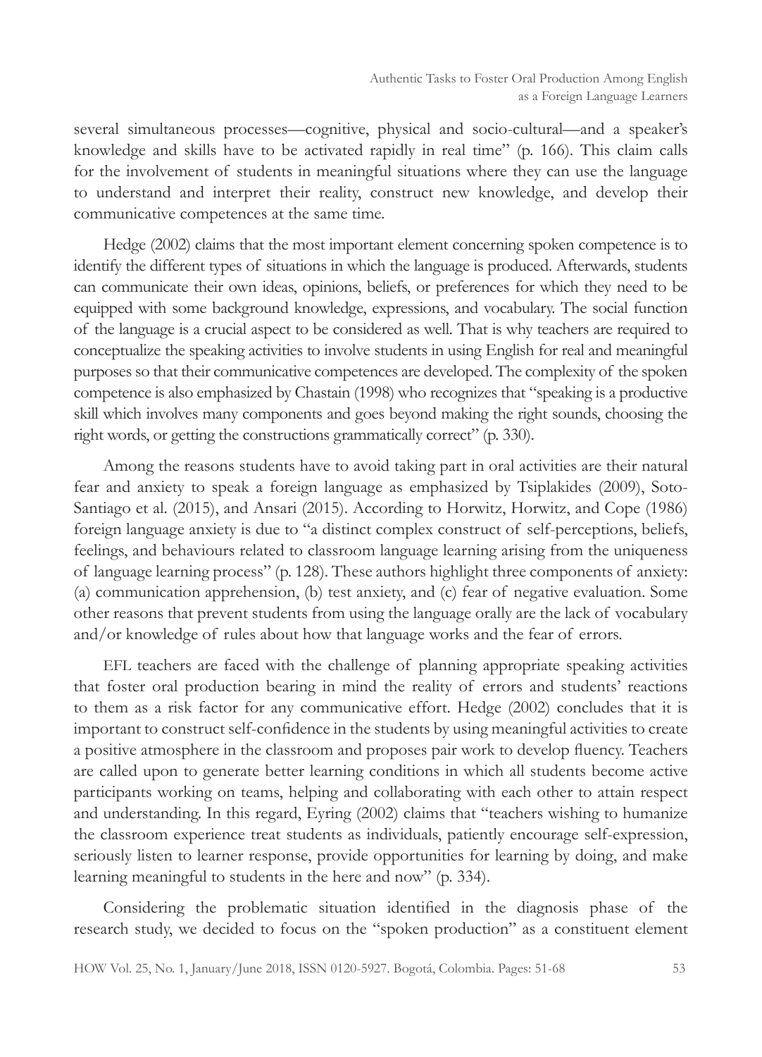several simultaneous processes—cognitive, physical and socio-cultural—and a speaker's knowledge and skills have to be activated rapidly in real time" (p. 166). This claim calls for the involvement of students in meaningful situations where they can use the language to understand and interpret their reality, construct new knowledge, and develop their communicative competences at the same time.

Hedge (2002) claims that the most important element concerning spoken competence is to identify the different types of situations in which the language is produced. Afterwards, students can communicate their own ideas, opinions, beliefs, or preferences for which they need to be equipped with some background knowledge, expressions, and vocabulary. The social function of the language is a crucial aspect to be considered as well. That is why teachers are required to conceptualize the speaking activities to involve students in using English for real and meaningful purposes so that their communicative competences are developed. The complexity of the spoken competence is also emphasized by Chastain (1998) who recognizes that "speaking is a productive skill which involves many components and goes beyond making the right sounds, choosing the right words, or getting the constructions grammatically correct" (p. 330).

Among the reasons students have to avoid taking part in oral activities are their natural fear and anxiety to speak a foreign language as emphasized by Tsiplakides (2009), Soto-Santiago et al. (2015), and Ansari (2015). According to Horwitz, Horwitz, and Cope (1986) foreign language anxiety is due to "a distinct complex construct of self-perceptions, beliefs, feelings, and behaviours related to classroom language learning arising from the uniqueness of language learning process" (p. 128). These authors highlight three components of anxiety: (a) communication apprehension, (b) test anxiety, and (c) fear of negative evaluation. Some other reasons that prevent students from using the language orally are the lack of vocabulary and/or knowledge of rules about how that language works and the fear of errors.

EFL teachers are faced with the challenge of planning appropriate speaking activities that foster oral production bearing in mind the reality of errors and students' reactions to them as a risk factor for any communicative effort. Hedge (2002) concludes that it is important to construct self-confidence in the students by using meaningful activities to create a positive atmosphere in the classroom and proposes pair work to develop fluency. Teachers are called upon to generate better learning conditions in which all students become active participants working on teams, helping and collaborating with each other to attain respect and understanding. In this regard, Eyring (2002) claims that "teachers wishing to humanize the classroom experience treat students as individuals, patiently encourage self-expression, seriously listen to learner response, provide opportunities for learning by doing, and make learning meaningful to students in the here and now" (p. 334).

Considering the problematic situation identified in the diagnosis phase of the research study, we decided to focus on the "spoken production" as a constituent element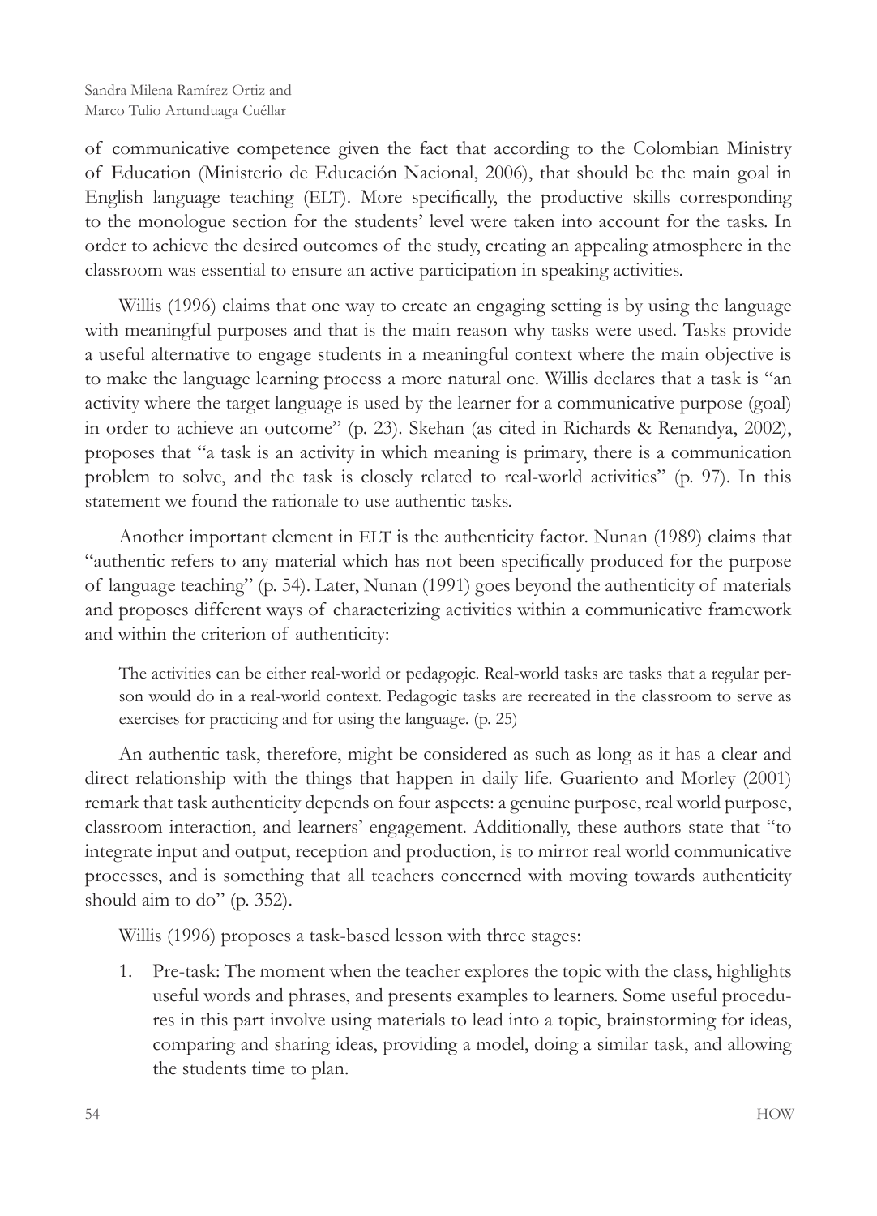of communicative competence given the fact that according to the Colombian Ministry of Education (Ministerio de Educación Nacional, 2006), that should be the main goal in English language teaching (ELT). More specifically, the productive skills corresponding to the monologue section for the students' level were taken into account for the tasks. In order to achieve the desired outcomes of the study, creating an appealing atmosphere in the classroom was essential to ensure an active participation in speaking activities.

Willis (1996) claims that one way to create an engaging setting is by using the language with meaningful purposes and that is the main reason why tasks were used. Tasks provide a useful alternative to engage students in a meaningful context where the main objective is to make the language learning process a more natural one. Willis declares that a task is "an activity where the target language is used by the learner for a communicative purpose (goal) in order to achieve an outcome" (p. 23). Skehan (as cited in Richards & Renandya, 2002), proposes that "a task is an activity in which meaning is primary, there is a communication problem to solve, and the task is closely related to real-world activities" (p. 97). In this statement we found the rationale to use authentic tasks.

Another important element in ELT is the authenticity factor. Nunan (1989) claims that "authentic refers to any material which has not been specifically produced for the purpose of language teaching" (p. 54). Later, Nunan (1991) goes beyond the authenticity of materials and proposes different ways of characterizing activities within a communicative framework and within the criterion of authenticity:

> The activities can be either real-world or pedagogic. Real-world tasks are tasks that a regular person would do in a real-world context. Pedagogic tasks are recreated in the classroom to serve as exercises for practicing and for using the language. (p. 25)

An authentic task, therefore, might be considered as such as long as it has a clear and direct relationship with the things that happen in daily life. Guariento and Morley (2001) remark that task authenticity depends on four aspects: a genuine purpose, real world purpose, classroom interaction, and learners' engagement. Additionally, these authors state that "to integrate input and output, reception and production, is to mirror real world communicative processes, and is something that all teachers concerned with moving towards authenticity should aim to do" (p. 352).

Willis (1996) proposes a task-based lesson with three stages:

1. Pre-task: The moment when the teacher explores the topic with the class, highlights useful words and phrases, and presents examples to learners. Some useful procedures in this part involve using materials to lead into a topic, brainstorming for ideas, comparing and sharing ideas, providing a model, doing a similar task, and allowing the students time to plan.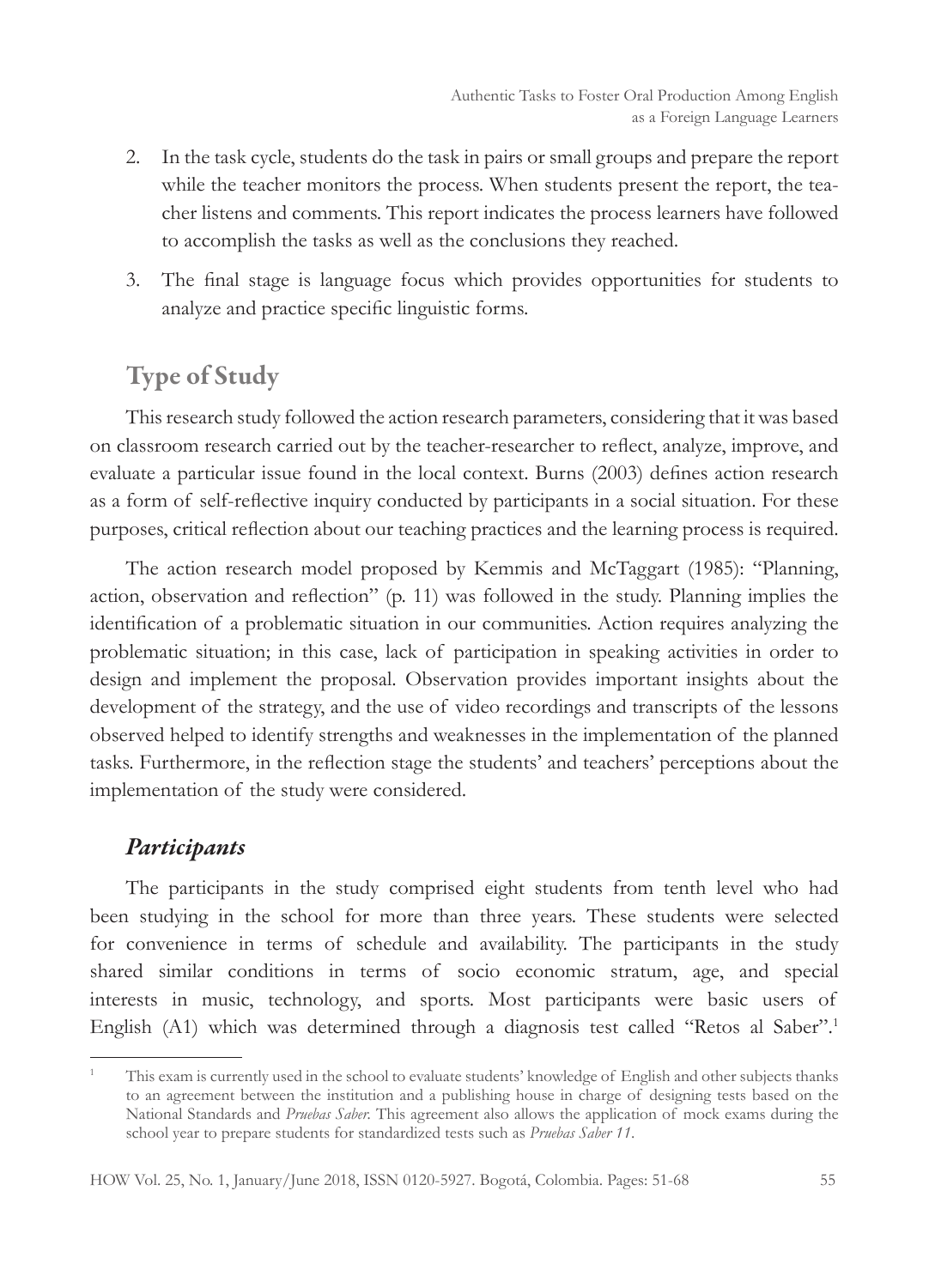2. In the task cycle, students do the task in pairs or small groups and prepare the report while the teacher monitors the process. When students present the report, the teacher listens and comments. This report indicates the process learners have followed to accomplish the tasks as well as the conclusions they reached.
3. The final stage is language focus which provides opportunities for students to analyze and practice specific linguistic forms.

## Type of Study

This research study followed the action research parameters, considering that it was based on classroom research carried out by the teacher-researcher to reflect, analyze, improve, and evaluate a particular issue found in the local context. Burns (2003) defines action research as a form of self-reflective inquiry conducted by participants in a social situation. For these purposes, critical reflection about our teaching practices and the learning process is required.

The action research model proposed by Kemmis and McTaggart (1985): "Planning, action, observation and reflection" (p. 11) was followed in the study. Planning implies the identification of a problematic situation in our communities. Action requires analyzing the problematic situation; in this case, lack of participation in speaking activities in order to design and implement the proposal. Observation provides important insights about the development of the strategy, and the use of video recordings and transcripts of the lessons observed helped to identify strengths and weaknesses in the implementation of the planned tasks. Furthermore, in the reflection stage the students' and teachers' perceptions about the implementation of the study were considered.

### *Participants*

The participants in the study comprised eight students from tenth level who had been studying in the school for more than three years. These students were selected for convenience in terms of schedule and availability. The participants in the study shared similar conditions in terms of socio economic stratum, age, and special interests in music, technology, and sports. Most participants were basic users of English (A1) which was determined through a diagnosis test called "Retos al Saber".[1]

[1] This exam is currently used in the school to evaluate students' knowledge of English and other subjects thanks to an agreement between the institution and a publishing house in charge of designing tests based on the National Standards and *Pruebas Saber*. This agreement also allows the application of mock exams during the school year to prepare students for standardized tests such as *Pruebas Saber 11*.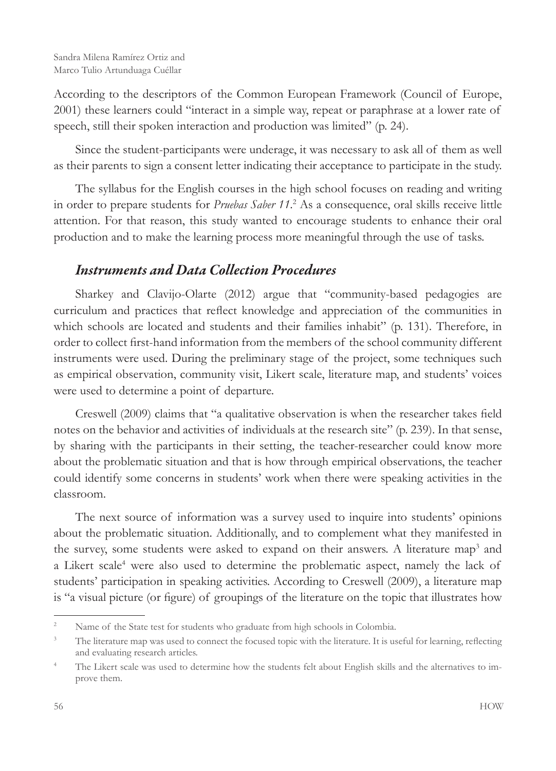According to the descriptors of the Common European Framework (Council of Europe, 2001) these learners could "interact in a simple way, repeat or paraphrase at a lower rate of speech, still their spoken interaction and production was limited" (p. 24).

Since the student-participants were underage, it was necessary to ask all of them as well as their parents to sign a consent letter indicating their acceptance to participate in the study.

The syllabus for the English courses in the high school focuses on reading and writing in order to prepare students for *Pruebas Saber 11*.[2] As a consequence, oral skills receive little attention. For that reason, this study wanted to encourage students to enhance their oral production and to make the learning process more meaningful through the use of tasks.

### *Instruments and Data Collection Procedures*

Sharkey and Clavijo-Olarte (2012) argue that "community-based pedagogies are curriculum and practices that reflect knowledge and appreciation of the communities in which schools are located and students and their families inhabit" (p. 131). Therefore, in order to collect first-hand information from the members of the school community different instruments were used. During the preliminary stage of the project, some techniques such as empirical observation, community visit, Likert scale, literature map, and students' voices were used to determine a point of departure.

Creswell (2009) claims that "a qualitative observation is when the researcher takes field notes on the behavior and activities of individuals at the research site" (p. 239). In that sense, by sharing with the participants in their setting, the teacher-researcher could know more about the problematic situation and that is how through empirical observations, the teacher could identify some concerns in students' work when there were speaking activities in the classroom.

The next source of information was a survey used to inquire into students' opinions about the problematic situation. Additionally, and to complement what they manifested in the survey, some students were asked to expand on their answers. A literature map[3] and a Likert scale[4] were also used to determine the problematic aspect, namely the lack of students' participation in speaking activities. According to Creswell (2009), a literature map is "a visual picture (or figure) of groupings of the literature on the topic that illustrates how

---

[2] Name of the State test for students who graduate from high schools in Colombia.

[3] The literature map was used to connect the focused topic with the literature. It is useful for learning, reflecting and evaluating research articles.

[4] The Likert scale was used to determine how the students felt about English skills and the alternatives to improve them.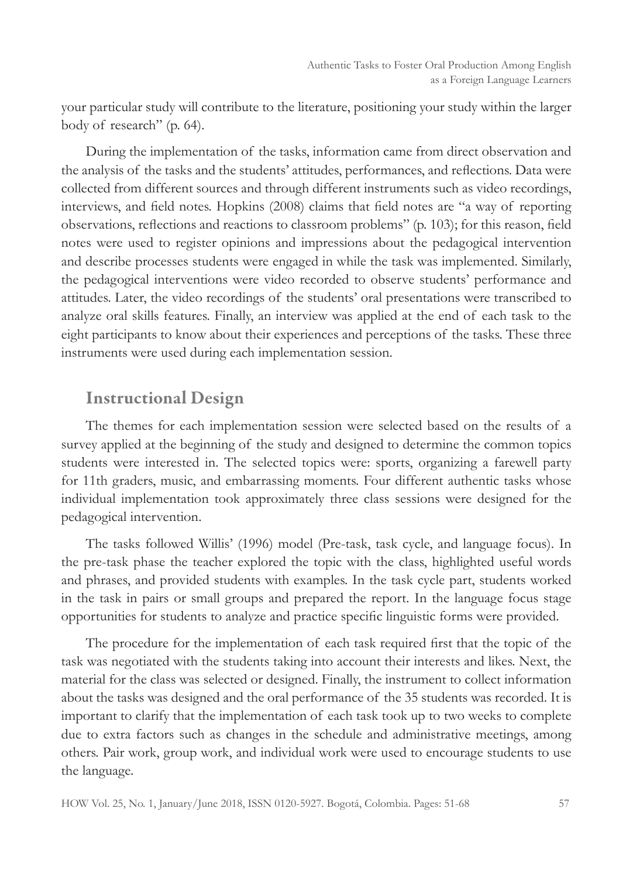your particular study will contribute to the literature, positioning your study within the larger body of research" (p. 64).

During the implementation of the tasks, information came from direct observation and the analysis of the tasks and the students' attitudes, performances, and reflections. Data were collected from different sources and through different instruments such as video recordings, interviews, and field notes. Hopkins (2008) claims that field notes are "a way of reporting observations, reflections and reactions to classroom problems" (p. 103); for this reason, field notes were used to register opinions and impressions about the pedagogical intervention and describe processes students were engaged in while the task was implemented. Similarly, the pedagogical interventions were video recorded to observe students' performance and attitudes. Later, the video recordings of the students' oral presentations were transcribed to analyze oral skills features. Finally, an interview was applied at the end of each task to the eight participants to know about their experiences and perceptions of the tasks. These three instruments were used during each implementation session.

## Instructional Design

The themes for each implementation session were selected based on the results of a survey applied at the beginning of the study and designed to determine the common topics students were interested in. The selected topics were: sports, organizing a farewell party for 11th graders, music, and embarrassing moments. Four different authentic tasks whose individual implementation took approximately three class sessions were designed for the pedagogical intervention.

The tasks followed Willis' (1996) model (Pre-task, task cycle, and language focus). In the pre-task phase the teacher explored the topic with the class, highlighted useful words and phrases, and provided students with examples. In the task cycle part, students worked in the task in pairs or small groups and prepared the report. In the language focus stage opportunities for students to analyze and practice specific linguistic forms were provided.

The procedure for the implementation of each task required first that the topic of the task was negotiated with the students taking into account their interests and likes. Next, the material for the class was selected or designed. Finally, the instrument to collect information about the tasks was designed and the oral performance of the 35 students was recorded. It is important to clarify that the implementation of each task took up to two weeks to complete due to extra factors such as changes in the schedule and administrative meetings, among others. Pair work, group work, and individual work were used to encourage students to use the language.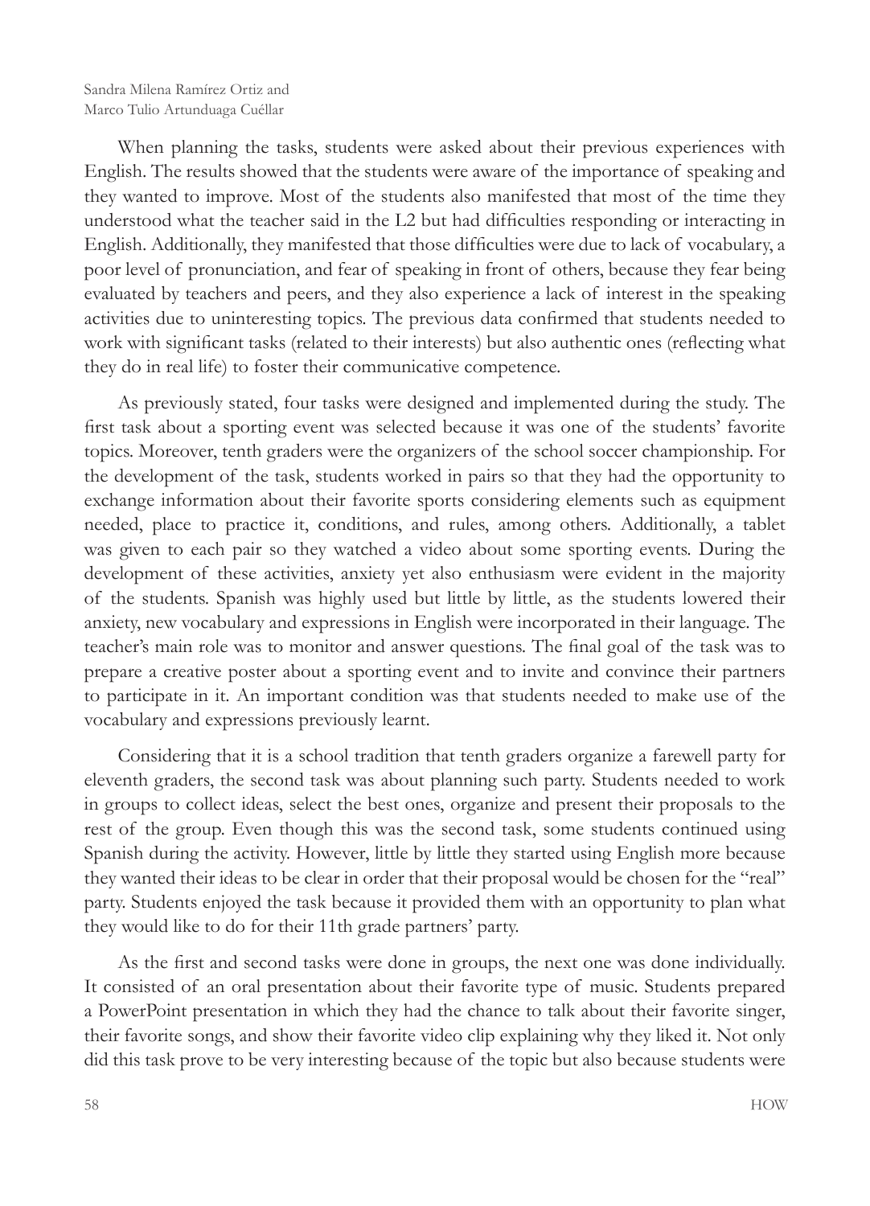When planning the tasks, students were asked about their previous experiences with English. The results showed that the students were aware of the importance of speaking and they wanted to improve. Most of the students also manifested that most of the time they understood what the teacher said in the L2 but had difficulties responding or interacting in English. Additionally, they manifested that those difficulties were due to lack of vocabulary, a poor level of pronunciation, and fear of speaking in front of others, because they fear being evaluated by teachers and peers, and they also experience a lack of interest in the speaking activities due to uninteresting topics. The previous data confirmed that students needed to work with significant tasks (related to their interests) but also authentic ones (reflecting what they do in real life) to foster their communicative competence.

As previously stated, four tasks were designed and implemented during the study. The first task about a sporting event was selected because it was one of the students' favorite topics. Moreover, tenth graders were the organizers of the school soccer championship. For the development of the task, students worked in pairs so that they had the opportunity to exchange information about their favorite sports considering elements such as equipment needed, place to practice it, conditions, and rules, among others. Additionally, a tablet was given to each pair so they watched a video about some sporting events. During the development of these activities, anxiety yet also enthusiasm were evident in the majority of the students. Spanish was highly used but little by little, as the students lowered their anxiety, new vocabulary and expressions in English were incorporated in their language. The teacher's main role was to monitor and answer questions. The final goal of the task was to prepare a creative poster about a sporting event and to invite and convince their partners to participate in it. An important condition was that students needed to make use of the vocabulary and expressions previously learnt.

Considering that it is a school tradition that tenth graders organize a farewell party for eleventh graders, the second task was about planning such party. Students needed to work in groups to collect ideas, select the best ones, organize and present their proposals to the rest of the group. Even though this was the second task, some students continued using Spanish during the activity. However, little by little they started using English more because they wanted their ideas to be clear in order that their proposal would be chosen for the "real" party. Students enjoyed the task because it provided them with an opportunity to plan what they would like to do for their 11th grade partners' party.

As the first and second tasks were done in groups, the next one was done individually. It consisted of an oral presentation about their favorite type of music. Students prepared a PowerPoint presentation in which they had the chance to talk about their favorite singer, their favorite songs, and show their favorite video clip explaining why they liked it. Not only did this task prove to be very interesting because of the topic but also because students were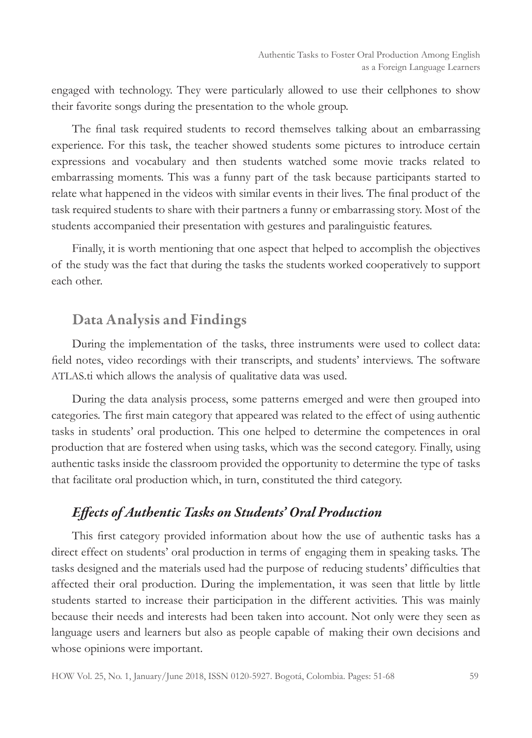engaged with technology. They were particularly allowed to use their cellphones to show their favorite songs during the presentation to the whole group.

The final task required students to record themselves talking about an embarrassing experience. For this task, the teacher showed students some pictures to introduce certain expressions and vocabulary and then students watched some movie tracks related to embarrassing moments. This was a funny part of the task because participants started to relate what happened in the videos with similar events in their lives. The final product of the task required students to share with their partners a funny or embarrassing story. Most of the students accompanied their presentation with gestures and paralinguistic features.

Finally, it is worth mentioning that one aspect that helped to accomplish the objectives of the study was the fact that during the tasks the students worked cooperatively to support each other.

## Data Analysis and Findings

During the implementation of the tasks, three instruments were used to collect data: field notes, video recordings with their transcripts, and students' interviews. The software ATLAS.ti which allows the analysis of qualitative data was used.

During the data analysis process, some patterns emerged and were then grouped into categories. The first main category that appeared was related to the effect of using authentic tasks in students' oral production. This one helped to determine the competences in oral production that are fostered when using tasks, which was the second category. Finally, using authentic tasks inside the classroom provided the opportunity to determine the type of tasks that facilitate oral production which, in turn, constituted the third category.

### *Effects of Authentic Tasks on Students' Oral Production*

This first category provided information about how the use of authentic tasks has a direct effect on students' oral production in terms of engaging them in speaking tasks. The tasks designed and the materials used had the purpose of reducing students' difficulties that affected their oral production. During the implementation, it was seen that little by little students started to increase their participation in the different activities. This was mainly because their needs and interests had been taken into account. Not only were they seen as language users and learners but also as people capable of making their own decisions and whose opinions were important.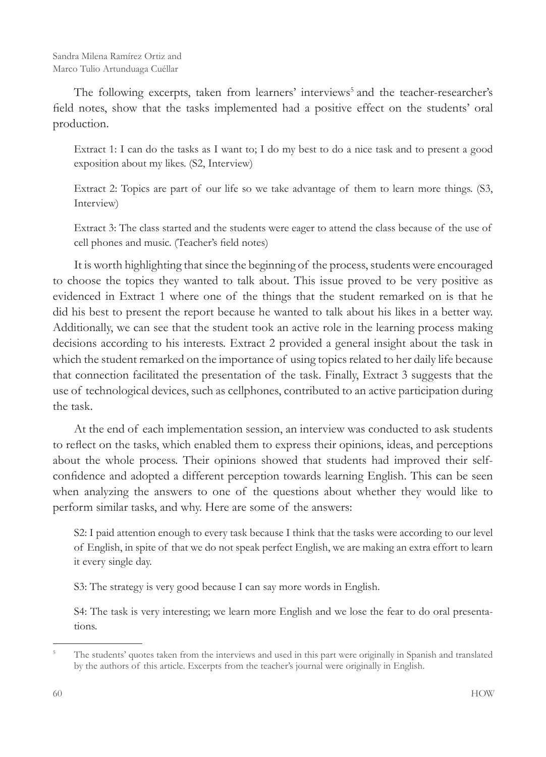The following excerpts, taken from learners' interviews[5] and the teacher-researcher's field notes, show that the tasks implemented had a positive effect on the students' oral production.

> Extract 1: I can do the tasks as I want to; I do my best to do a nice task and to present a good exposition about my likes. (S2, Interview)
>
> Extract 2: Topics are part of our life so we take advantage of them to learn more things. (S3, Interview)
>
> Extract 3: The class started and the students were eager to attend the class because of the use of cell phones and music. (Teacher's field notes)

It is worth highlighting that since the beginning of the process, students were encouraged to choose the topics they wanted to talk about. This issue proved to be very positive as evidenced in Extract 1 where one of the things that the student remarked on is that he did his best to present the report because he wanted to talk about his likes in a better way. Additionally, we can see that the student took an active role in the learning process making decisions according to his interests. Extract 2 provided a general insight about the task in which the student remarked on the importance of using topics related to her daily life because that connection facilitated the presentation of the task. Finally, Extract 3 suggests that the use of technological devices, such as cellphones, contributed to an active participation during the task.

At the end of each implementation session, an interview was conducted to ask students to reflect on the tasks, which enabled them to express their opinions, ideas, and perceptions about the whole process. Their opinions showed that students had improved their self-confidence and adopted a different perception towards learning English. This can be seen when analyzing the answers to one of the questions about whether they would like to perform similar tasks, and why. Here are some of the answers:

> S2: I paid attention enough to every task because I think that the tasks were according to our level of English, in spite of that we do not speak perfect English, we are making an extra effort to learn it every single day.
>
> S3: The strategy is very good because I can say more words in English.
>
> S4: The task is very interesting; we learn more English and we lose the fear to do oral presentations.

[5] The students' quotes taken from the interviews and used in this part were originally in Spanish and translated by the authors of this article. Excerpts from the teacher's journal were originally in English.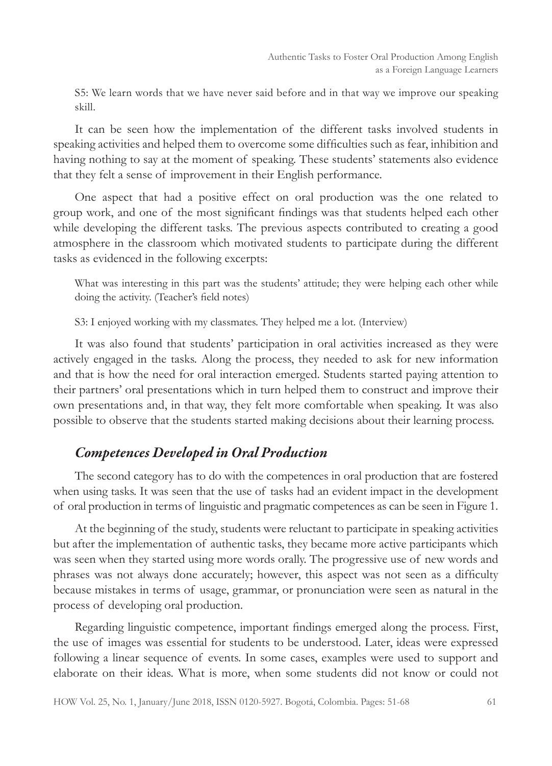S5: We learn words that we have never said before and in that way we improve our speaking skill.

It can be seen how the implementation of the different tasks involved students in speaking activities and helped them to overcome some difficulties such as fear, inhibition and having nothing to say at the moment of speaking. These students' statements also evidence that they felt a sense of improvement in their English performance.

One aspect that had a positive effect on oral production was the one related to group work, and one of the most significant findings was that students helped each other while developing the different tasks. The previous aspects contributed to creating a good atmosphere in the classroom which motivated students to participate during the different tasks as evidenced in the following excerpts:

What was interesting in this part was the students' attitude; they were helping each other while doing the activity. (Teacher's field notes)

S3: I enjoyed working with my classmates. They helped me a lot. (Interview)

It was also found that students' participation in oral activities increased as they were actively engaged in the tasks. Along the process, they needed to ask for new information and that is how the need for oral interaction emerged. Students started paying attention to their partners' oral presentations which in turn helped them to construct and improve their own presentations and, in that way, they felt more comfortable when speaking. It was also possible to observe that the students started making decisions about their learning process.

## *Competences Developed in Oral Production*

The second category has to do with the competences in oral production that are fostered when using tasks. It was seen that the use of tasks had an evident impact in the development of oral production in terms of linguistic and pragmatic competences as can be seen in Figure 1.

At the beginning of the study, students were reluctant to participate in speaking activities but after the implementation of authentic tasks, they became more active participants which was seen when they started using more words orally. The progressive use of new words and phrases was not always done accurately; however, this aspect was not seen as a difficulty because mistakes in terms of usage, grammar, or pronunciation were seen as natural in the process of developing oral production.

Regarding linguistic competence, important findings emerged along the process. First, the use of images was essential for students to be understood. Later, ideas were expressed following a linear sequence of events. In some cases, examples were used to support and elaborate on their ideas. What is more, when some students did not know or could not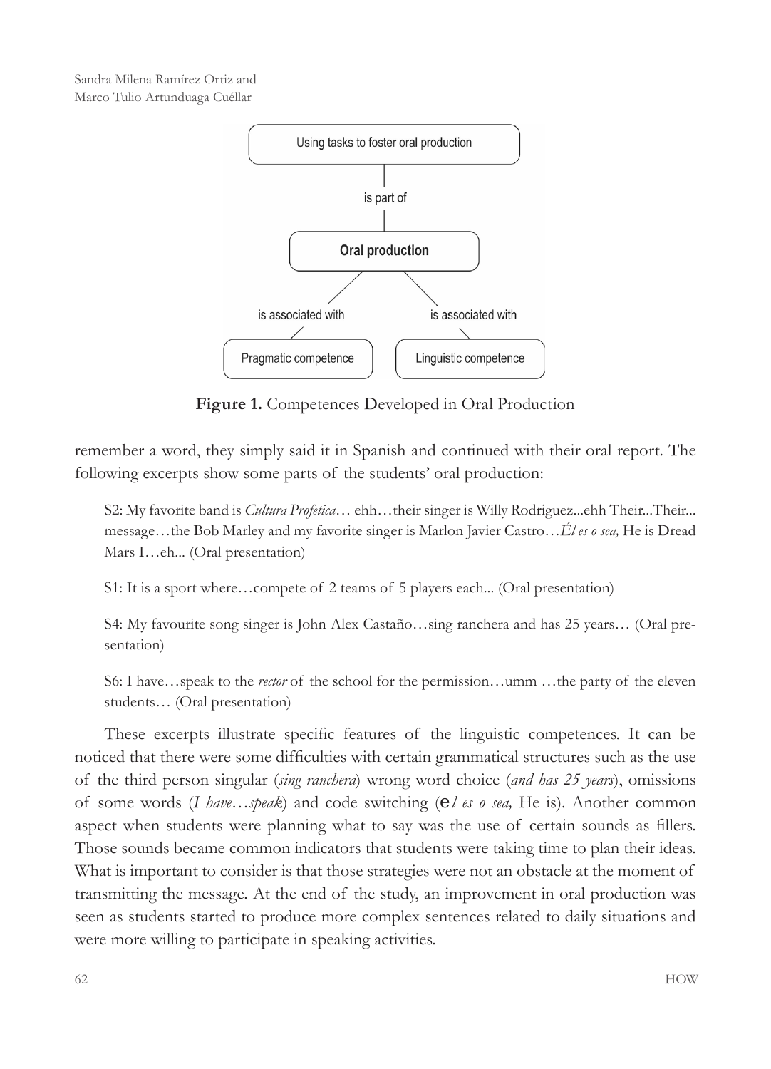Using tasks to foster oral production

is part of

**Oral production**

is associated with — Pragmatic competence

is associated with — Linguistic competence

**Figure 1.** Competences Developed in Oral Production

remember a word, they simply said it in Spanish and continued with their oral report. The following excerpts show some parts of the students' oral production:

> S2: My favorite band is *Cultura Profetica*… ehh…their singer is Willy Rodriguez...ehh Their...Their... message…the Bob Marley and my favorite singer is Marlon Javier Castro…*Él es o sea,* He is Dread Mars I…eh... (Oral presentation)

> S1: It is a sport where…compete of 2 teams of 5 players each... (Oral presentation)

> S4: My favourite song singer is John Alex Castaño…sing ranchera and has 25 years… (Oral presentation)

> S6: I have…speak to the *rector* of the school for the permission…umm …the party of the eleven students… (Oral presentation)

These excerpts illustrate specific features of the linguistic competences. It can be noticed that there were some difficulties with certain grammatical structures such as the use of the third person singular (*sing ranchera*) wrong word choice (*and has 25 years*), omissions of some words (*I have…speak*) and code switching (*el es o sea,* He is). Another common aspect when students were planning what to say was the use of certain sounds as fillers. Those sounds became common indicators that students were taking time to plan their ideas. What is important to consider is that those strategies were not an obstacle at the moment of transmitting the message. At the end of the study, an improvement in oral production was seen as students started to produce more complex sentences related to daily situations and were more willing to participate in speaking activities.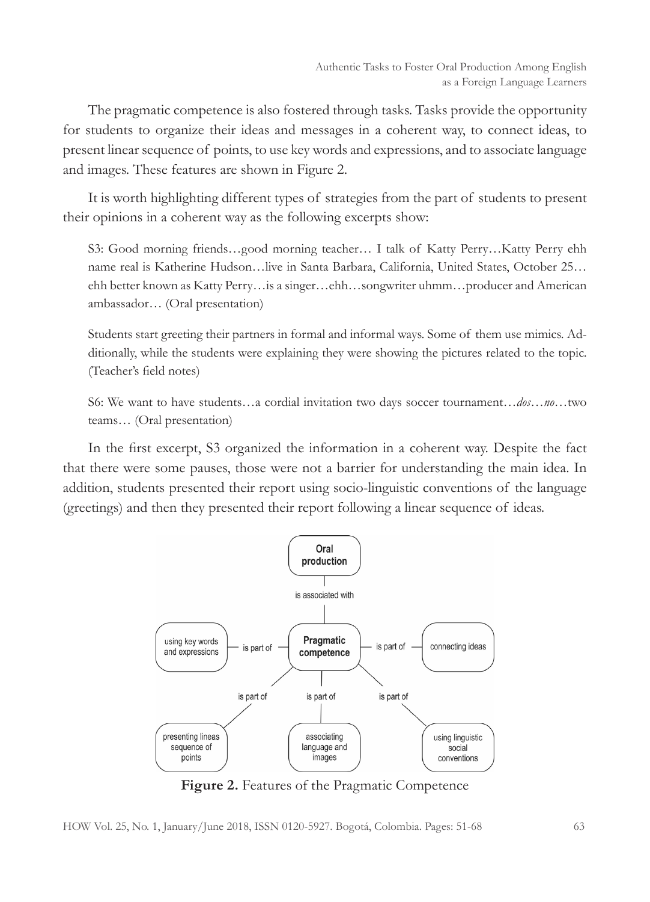The pragmatic competence is also fostered through tasks. Tasks provide the opportunity for students to organize their ideas and messages in a coherent way, to connect ideas, to present linear sequence of points, to use key words and expressions, and to associate language and images. These features are shown in Figure 2.

It is worth highlighting different types of strategies from the part of students to present their opinions in a coherent way as the following excerpts show:

> S3: Good morning friends…good morning teacher… I talk of Katty Perry…Katty Perry ehh name real is Katherine Hudson…live in Santa Barbara, California, United States, October 25… ehh better known as Katty Perry…is a singer…ehh…songwriter uhmm…producer and American ambassador… (Oral presentation)

> Students start greeting their partners in formal and informal ways. Some of them use mimics. Additionally, while the students were explaining they were showing the pictures related to the topic. (Teacher's field notes)

> S6: We want to have students…a cordial invitation two days soccer tournament…*dos*…*no*…two teams… (Oral presentation)

In the first excerpt, S3 organized the information in a coherent way. Despite the fact that there were some pauses, those were not a barrier for understanding the main idea. In addition, students presented their report using socio-linguistic conventions of the language (greetings) and then they presented their report following a linear sequence of ideas.

Oral production — is associated with — Pragmatic competence

- using key words and expressions — is part of — Pragmatic competence
- connecting ideas — is part of — Pragmatic competence
- presenting lineas sequence of points — is part of — Pragmatic competence
- associating language and images — is part of — Pragmatic competence
- using linguistic social conventions — is part of — Pragmatic competence

**Figure 2.** Features of the Pragmatic Competence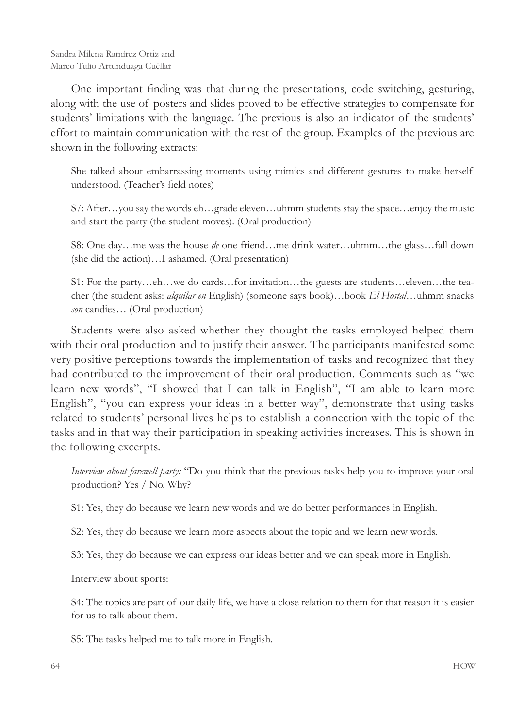One important finding was that during the presentations, code switching, gesturing, along with the use of posters and slides proved to be effective strategies to compensate for students' limitations with the language. The previous is also an indicator of the students' effort to maintain communication with the rest of the group. Examples of the previous are shown in the following extracts:

> She talked about embarrassing moments using mimics and different gestures to make herself understood. (Teacher's field notes)

> S7: After…you say the words eh…grade eleven…uhmm students stay the space…enjoy the music and start the party (the student moves). (Oral production)

> S8: One day…me was the house *de* one friend…me drink water…uhmm…the glass…fall down (she did the action)…I ashamed. (Oral presentation)

> S1: For the party…eh…we do cards…for invitation…the guests are students…eleven…the teacher (the student asks: *alquilar en* English) (someone says book)…book *El Hostal*…uhmm snacks *son* candies… (Oral production)

Students were also asked whether they thought the tasks employed helped them with their oral production and to justify their answer. The participants manifested some very positive perceptions towards the implementation of tasks and recognized that they had contributed to the improvement of their oral production. Comments such as "we learn new words", "I showed that I can talk in English", "I am able to learn more English", "you can express your ideas in a better way", demonstrate that using tasks related to students' personal lives helps to establish a connection with the topic of the tasks and in that way their participation in speaking activities increases. This is shown in the following excerpts.

> *Interview about farewell party:* "Do you think that the previous tasks help you to improve your oral production? Yes / No. Why?

> S1: Yes, they do because we learn new words and we do better performances in English.

> S2: Yes, they do because we learn more aspects about the topic and we learn new words.

> S3: Yes, they do because we can express our ideas better and we can speak more in English.

> Interview about sports:

> S4: The topics are part of our daily life, we have a close relation to them for that reason it is easier for us to talk about them.

> S5: The tasks helped me to talk more in English.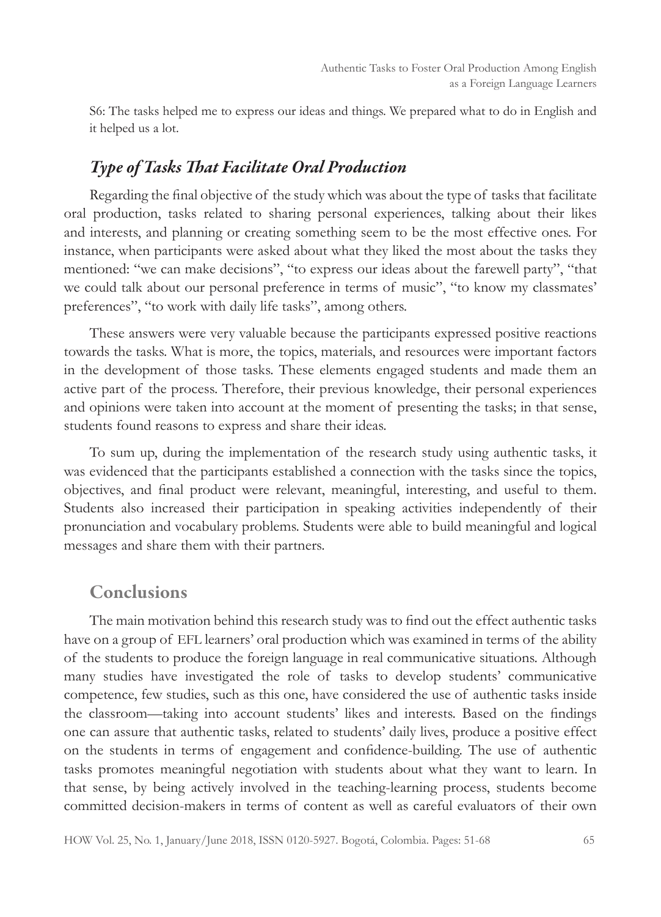S6: The tasks helped me to express our ideas and things. We prepared what to do in English and it helped us a lot.

### *Type of Tasks That Facilitate Oral Production*

Regarding the final objective of the study which was about the type of tasks that facilitate oral production, tasks related to sharing personal experiences, talking about their likes and interests, and planning or creating something seem to be the most effective ones. For instance, when participants were asked about what they liked the most about the tasks they mentioned: "we can make decisions", "to express our ideas about the farewell party", "that we could talk about our personal preference in terms of music", "to know my classmates' preferences", "to work with daily life tasks", among others.

These answers were very valuable because the participants expressed positive reactions towards the tasks. What is more, the topics, materials, and resources were important factors in the development of those tasks. These elements engaged students and made them an active part of the process. Therefore, their previous knowledge, their personal experiences and opinions were taken into account at the moment of presenting the tasks; in that sense, students found reasons to express and share their ideas.

To sum up, during the implementation of the research study using authentic tasks, it was evidenced that the participants established a connection with the tasks since the topics, objectives, and final product were relevant, meaningful, interesting, and useful to them. Students also increased their participation in speaking activities independently of their pronunciation and vocabulary problems. Students were able to build meaningful and logical messages and share them with their partners.

## Conclusions

The main motivation behind this research study was to find out the effect authentic tasks have on a group of EFL learners' oral production which was examined in terms of the ability of the students to produce the foreign language in real communicative situations. Although many studies have investigated the role of tasks to develop students' communicative competence, few studies, such as this one, have considered the use of authentic tasks inside the classroom—taking into account students' likes and interests. Based on the findings one can assure that authentic tasks, related to students' daily lives, produce a positive effect on the students in terms of engagement and confidence-building. The use of authentic tasks promotes meaningful negotiation with students about what they want to learn. In that sense, by being actively involved in the teaching-learning process, students become committed decision-makers in terms of content as well as careful evaluators of their own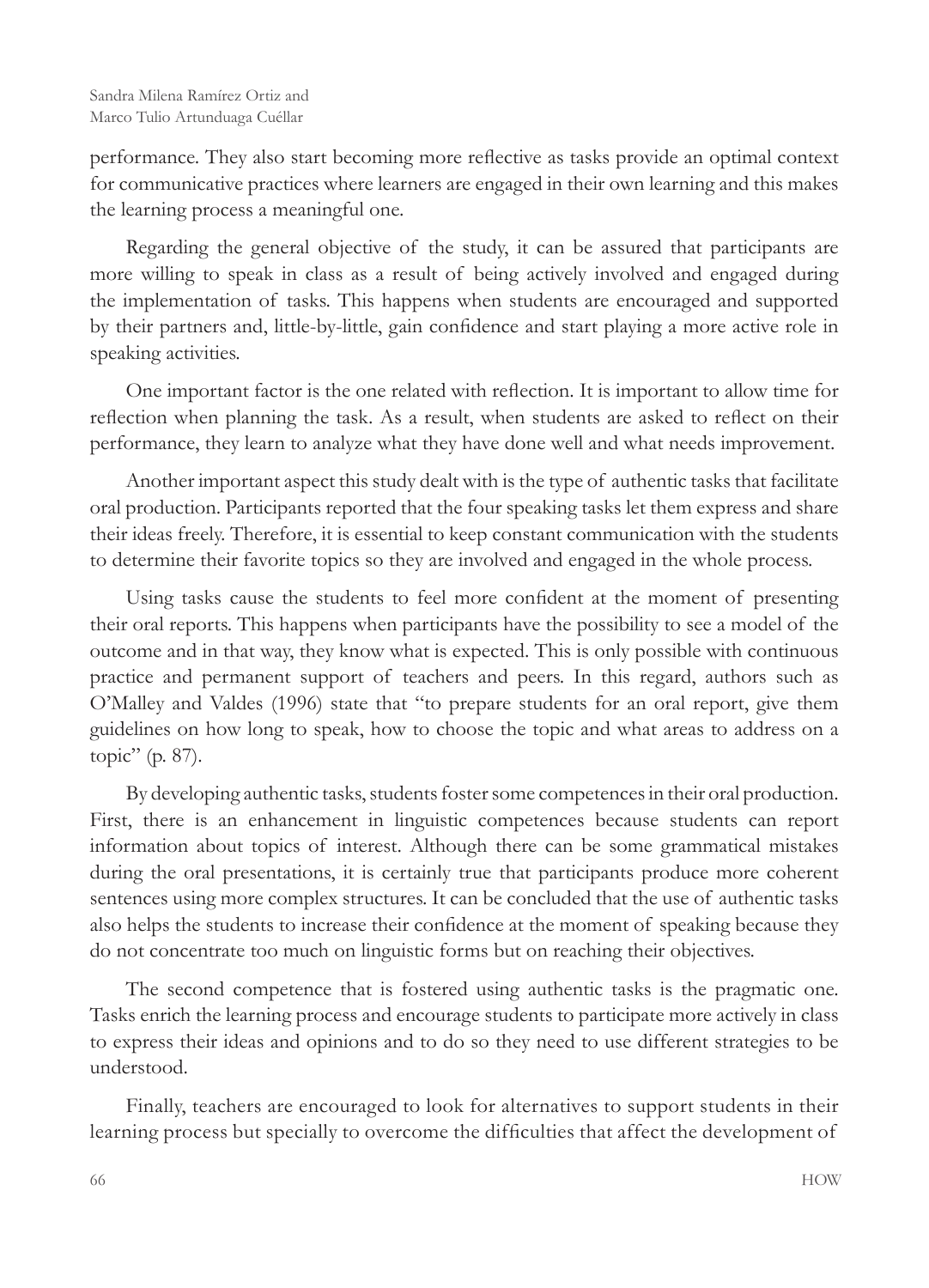performance. They also start becoming more reflective as tasks provide an optimal context for communicative practices where learners are engaged in their own learning and this makes the learning process a meaningful one.

Regarding the general objective of the study, it can be assured that participants are more willing to speak in class as a result of being actively involved and engaged during the implementation of tasks. This happens when students are encouraged and supported by their partners and, little-by-little, gain confidence and start playing a more active role in speaking activities.

One important factor is the one related with reflection. It is important to allow time for reflection when planning the task. As a result, when students are asked to reflect on their performance, they learn to analyze what they have done well and what needs improvement.

Another important aspect this study dealt with is the type of authentic tasks that facilitate oral production. Participants reported that the four speaking tasks let them express and share their ideas freely. Therefore, it is essential to keep constant communication with the students to determine their favorite topics so they are involved and engaged in the whole process.

Using tasks cause the students to feel more confident at the moment of presenting their oral reports. This happens when participants have the possibility to see a model of the outcome and in that way, they know what is expected. This is only possible with continuous practice and permanent support of teachers and peers. In this regard, authors such as O'Malley and Valdes (1996) state that "to prepare students for an oral report, give them guidelines on how long to speak, how to choose the topic and what areas to address on a topic" (p. 87).

By developing authentic tasks, students foster some competences in their oral production. First, there is an enhancement in linguistic competences because students can report information about topics of interest. Although there can be some grammatical mistakes during the oral presentations, it is certainly true that participants produce more coherent sentences using more complex structures. It can be concluded that the use of authentic tasks also helps the students to increase their confidence at the moment of speaking because they do not concentrate too much on linguistic forms but on reaching their objectives.

The second competence that is fostered using authentic tasks is the pragmatic one. Tasks enrich the learning process and encourage students to participate more actively in class to express their ideas and opinions and to do so they need to use different strategies to be understood.

Finally, teachers are encouraged to look for alternatives to support students in their learning process but specially to overcome the difficulties that affect the development of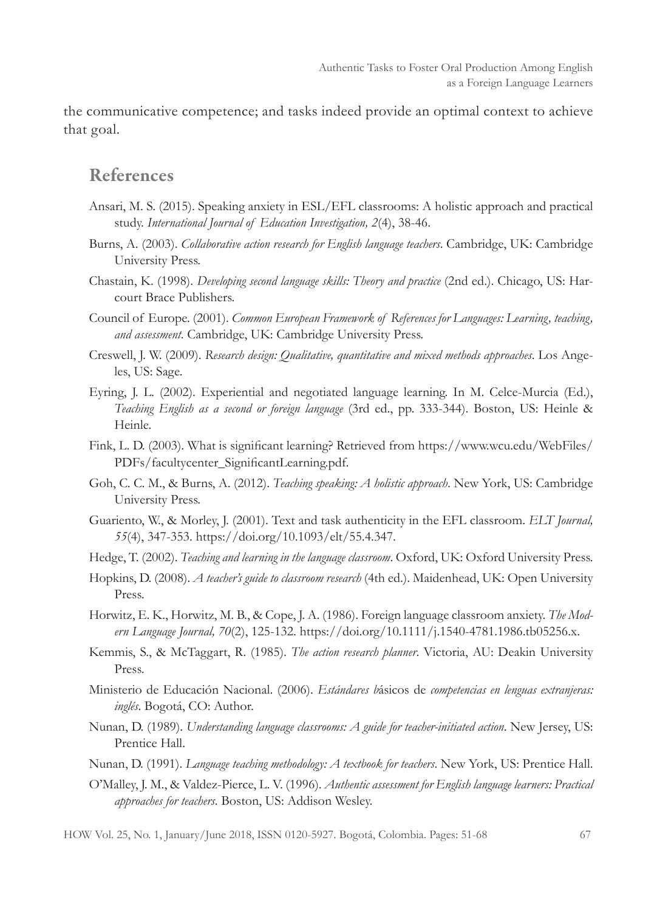the communicative competence; and tasks indeed provide an optimal context to achieve that goal.

## References

Ansari, M. S. (2015). Speaking anxiety in ESL/EFL classrooms: A holistic approach and practical study. *International Journal of Education Investigation, 2*(4), 38-46.

Burns, A. (2003). *Collaborative action research for English language teachers*. Cambridge, UK: Cambridge University Press.

Chastain, K. (1998). *Developing second language skills: Theory and practice* (2nd ed.). Chicago, US: Harcourt Brace Publishers.

Council of Europe. (2001). *Common European Framework of References for Languages: Learning, teaching, and assessment*. Cambridge, UK: Cambridge University Press.

Creswell, J. W. (2009). *Research design: Qualitative, quantitative and mixed methods approaches*. Los Angeles, US: Sage.

Eyring, J. L. (2002). Experiential and negotiated language learning. In M. Celce-Murcia (Ed.), *Teaching English as a second or foreign language* (3rd ed., pp. 333-344). Boston, US: Heinle & Heinle.

Fink, L. D. (2003). What is significant learning? Retrieved from https://www.wcu.edu/WebFiles/PDFs/facultycenter_SignificantLearning.pdf.

Goh, C. C. M., & Burns, A. (2012). *Teaching speaking: A holistic approach*. New York, US: Cambridge University Press.

Guariento, W., & Morley, J. (2001). Text and task authenticity in the EFL classroom. *ELT Journal, 55*(4), 347-353. https://doi.org/10.1093/elt/55.4.347.

Hedge, T. (2002). *Teaching and learning in the language classroom*. Oxford, UK: Oxford University Press.

Hopkins, D. (2008). *A teacher's guide to classroom research* (4th ed.). Maidenhead, UK: Open University Press.

Horwitz, E. K., Horwitz, M. B., & Cope, J. A. (1986). Foreign language classroom anxiety. *The Modern Language Journal, 70*(2), 125-132. https://doi.org/10.1111/j.1540-4781.1986.tb05256.x.

Kemmis, S., & McTaggart, R. (1985). *The action research planner*. Victoria, AU: Deakin University Press.

Ministerio de Educación Nacional. (2006). *Estándares b*ásicos de *competencias en lenguas extranjeras: inglés*. Bogotá, CO: Author.

Nunan, D. (1989). *Understanding language classrooms: A guide for teacher-initiated action*. New Jersey, US: Prentice Hall.

Nunan, D. (1991). *Language teaching methodology: A textbook for teachers*. New York, US: Prentice Hall.

O'Malley, J. M., & Valdez-Pierce, L. V. (1996). *Authentic assessment for English language learners: Practical approaches for teachers*. Boston, US: Addison Wesley.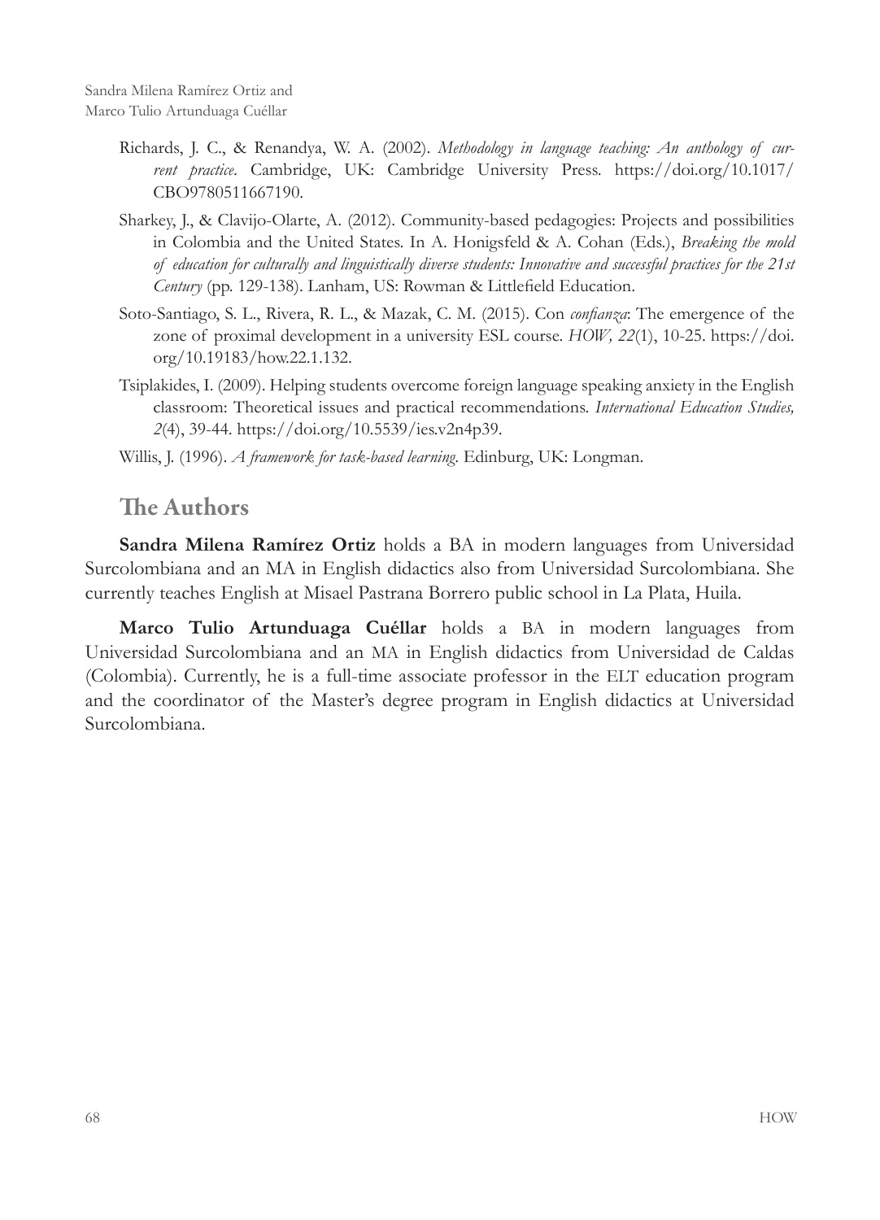Richards, J. C., & Renandya, W. A. (2002). *Methodology in language teaching: An anthology of current practice*. Cambridge, UK: Cambridge University Press. https://doi.org/10.1017/CBO9780511667190.

Sharkey, J., & Clavijo-Olarte, A. (2012). Community-based pedagogies: Projects and possibilities in Colombia and the United States. In A. Honigsfeld & A. Cohan (Eds.), *Breaking the mold of education for culturally and linguistically diverse students: Innovative and successful practices for the 21st Century* (pp. 129-138). Lanham, US: Rowman & Littlefield Education.

Soto-Santiago, S. L., Rivera, R. L., & Mazak, C. M. (2015). Con *confianza*: The emergence of the zone of proximal development in a university ESL course. *HOW, 22*(1), 10-25. https://doi.org/10.19183/how.22.1.132.

Tsiplakides, I. (2009). Helping students overcome foreign language speaking anxiety in the English classroom: Theoretical issues and practical recommendations. *International Education Studies, 2*(4), 39-44. https://doi.org/10.5539/ies.v2n4p39.

Willis, J. (1996). *A framework for task-based learning*. Edinburg, UK: Longman.

## The Authors

**Sandra Milena Ramírez Ortiz** holds a BA in modern languages from Universidad Surcolombiana and an MA in English didactics also from Universidad Surcolombiana. She currently teaches English at Misael Pastrana Borrero public school in La Plata, Huila.

**Marco Tulio Artunduaga Cuéllar** holds a BA in modern languages from Universidad Surcolombiana and an MA in English didactics from Universidad de Caldas (Colombia). Currently, he is a full-time associate professor in the ELT education program and the coordinator of the Master's degree program in English didactics at Universidad Surcolombiana.